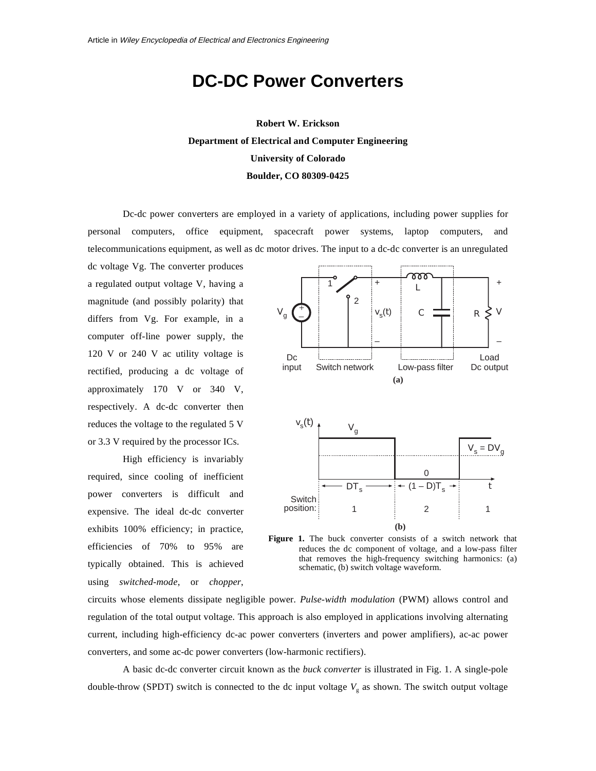Article in *Wiley Encyclopedia of Electrical and Electronics Engineering*

# DC-DC Power Converters

**Robert W. Erickson**

**Department of Electrical and Computer Engineering**

**University of Colorado**

**Boulder, CO 80309-0425**

Dc-dc power converters are employed in a variety of applications, including power supplies for personal computers, office equipment, spacecraft power systems, laptop computers, and telecommunications equipment, as well as dc motor drives. The input to a dc-dc converter is an unregulated dc voltage Vg. The converter produces a regulated output voltage V, having a magnitude (and possibly polarity) that differs from Vg. For example, in a computer off-line power supply, the 120 V or 240 V ac utility voltage is rectified, producing a dc voltage of approximately 170 V or 340 V, respectively. A dc-dc converter then reduces the voltage to the regulated 5 V or 3.3 V required by the processor ICs.

High efficiency is invariably required, since cooling of inefficient power converters is difficult and expensive. The ideal dc-dc converter exhibits 100% efficiency; in practice, efficiencies of 70% to 95% are typically obtained. This is achieved using *switched-mode*, or *chopper*, circuits whose elements dissipate negligible power. *Pulse-width modulation* (PWM) allows control and regulation of the total output voltage. This approach is also employed in applications involving alternating current, including high-efficiency dc-ac power converters (inverters and power amplifiers), ac-ac power converters, and some ac-dc power converters (low-harmonic rectifiers).

**Figure 1.** The buck converter consists of a switch network that reduces the dc component of voltage, and a low-pass filter that removes the high-frequency switching harmonics: (a) schematic, (b) switch voltage waveform.

A basic dc-dc converter circuit known as the *buck converter* is illustrated in Fig. 1. A single-pole double-throw (SPDT) switch is connected to the dc input voltage $V_g$ as shown. The switch output voltage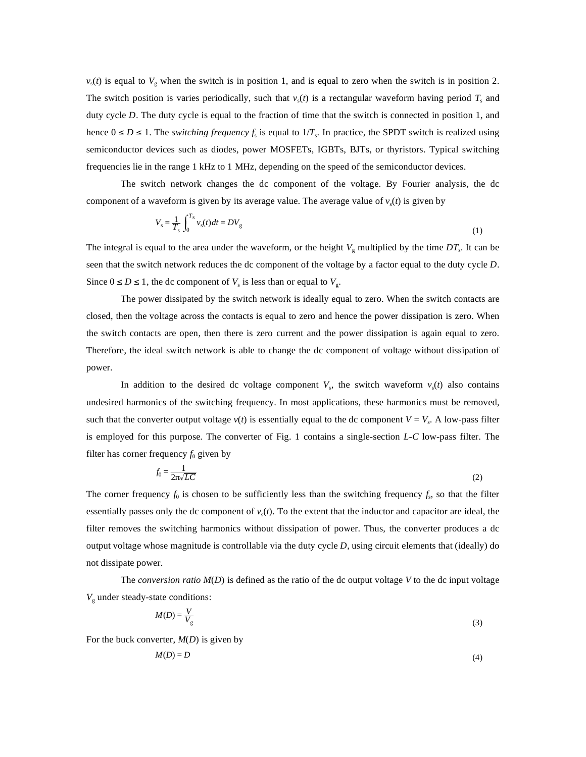$v_s(t)$ is equal to $V_g$ when the switch is in position 1, and is equal to zero when the switch is in position 2. The switch position is varies periodically, such that $v_s(t)$ is a rectangular waveform having period $T_s$ and duty cycle $D$. The duty cycle is equal to the fraction of time that the switch is connected in position 1, and hence $0 \le D \le 1$. The *switching frequency* $f_s$ is equal to $1/T_s$. In practice, the SPDT switch is realized using semiconductor devices such as diodes, power MOSFETs, IGBTs, BJTs, or thyristors. Typical switching frequencies lie in the range 1 kHz to 1 MHz, depending on the speed of the semiconductor devices.

The switch network changes the dc component of the voltage. By Fourier analysis, the dc component of a waveform is given by its average value. The average value of $v_s(t)$ is given by

$$V_s = \frac{1}{T_s} \int_0^{T_s} v_s(t)dt = DV_g \tag{1}$$

The integral is equal to the area under the waveform, or the height $V_g$ multiplied by the time $DT_s$. It can be seen that the switch network reduces the dc component of the voltage by a factor equal to the duty cycle $D$. Since $0 \le D \le 1$, the dc component of $V_s$ is less than or equal to $V_g$.

The power dissipated by the switch network is ideally equal to zero. When the switch contacts are closed, then the voltage across the contacts is equal to zero and hence the power dissipation is zero. When the switch contacts are open, then there is zero current and the power dissipation is again equal to zero. Therefore, the ideal switch network is able to change the dc component of voltage without dissipation of power.

In addition to the desired dc voltage component $V_s$, the switch waveform $v_s(t)$ also contains undesired harmonics of the switching frequency. In most applications, these harmonics must be removed, such that the converter output voltage $v(t)$ is essentially equal to the dc component $V = V_s$. A low-pass filter is employed for this purpose. The converter of Fig. 1 contains a single-section $L$-$C$ low-pass filter. The filter has corner frequency $f_0$ given by

$$f_0 = \frac{1}{2\pi\sqrt{LC}} \tag{2}$$

The corner frequency $f_0$ is chosen to be sufficiently less than the switching frequency $f_s$, so that the filter essentially passes only the dc component of $v_s(t)$. To the extent that the inductor and capacitor are ideal, the filter removes the switching harmonics without dissipation of power. Thus, the converter produces a dc output voltage whose magnitude is controllable via the duty cycle $D$, using circuit elements that (ideally) do not dissipate power.

The *conversion ratio* $M(D)$ is defined as the ratio of the dc output voltage $V$ to the dc input voltage $V_g$ under steady-state conditions:

$$M(D) = \frac{V}{V_g} \tag{3}$$

For the buck converter, $M(D)$ is given by

$$M(D) = D \tag{4}$$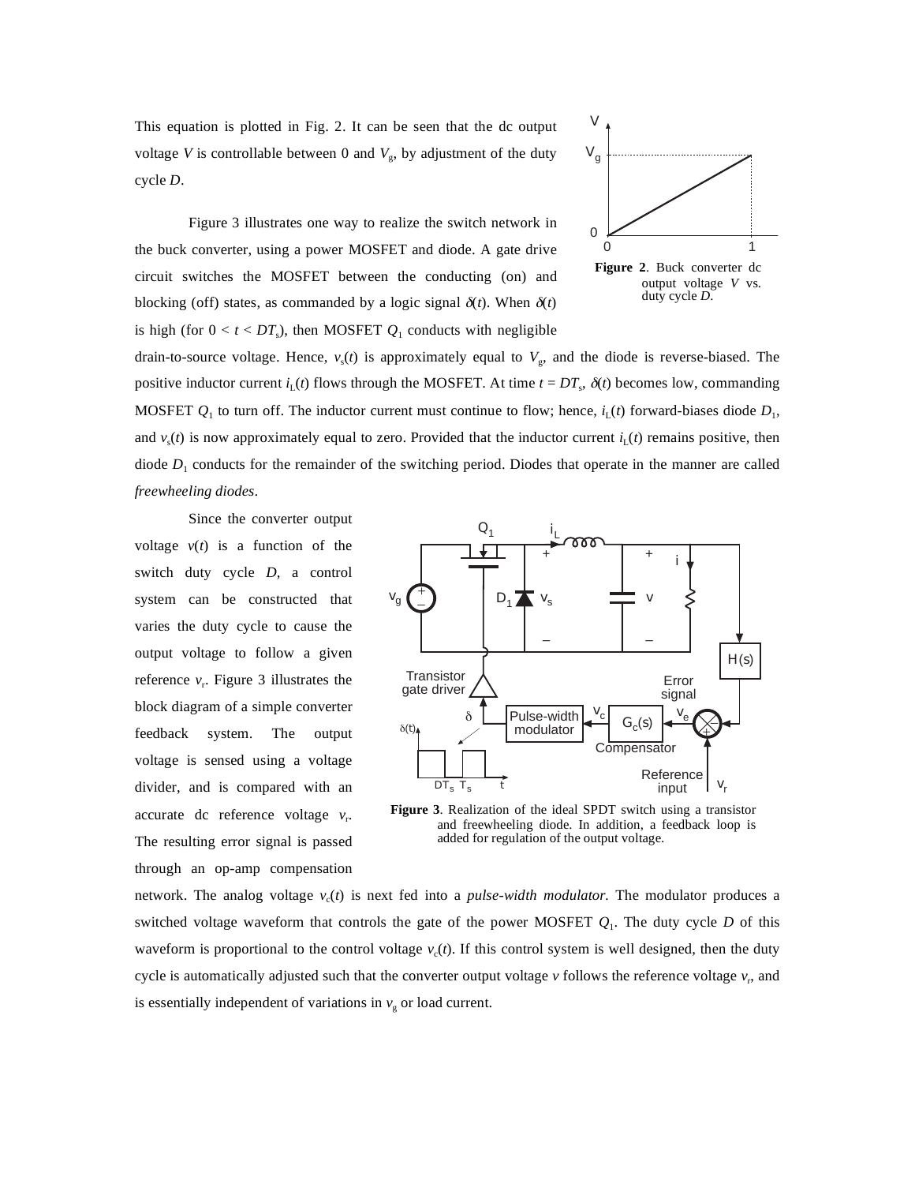This equation is plotted in Fig. 2. It can be seen that the dc output voltage $V$ is controllable between 0 and $V_g$, by adjustment of the duty cycle $D$.

Figure 3 illustrates one way to realize the switch network in the buck converter, using a power MOSFET and diode. A gate drive circuit switches the MOSFET between the conducting (on) and blocking (off) states, as commanded by a logic signal $\delta(t)$. When $\delta(t)$ is high (for $0 < t < DT_s$), then MOSFET $Q_1$ conducts with negligible drain-to-source voltage. Hence, $v_s(t)$ is approximately equal to $V_g$, and the diode is reverse-biased. The positive inductor current $i_L(t)$ flows through the MOSFET. At time $t = DT_s$, $\delta(t)$ becomes low, commanding MOSFET $Q_1$ to turn off. The inductor current must continue to flow; hence, $i_L(t)$ forward-biases diode $D_1$, and $v_s(t)$ is now approximately equal to zero. Provided that the inductor current $i_L(t)$ remains positive, then diode $D_1$ conducts for the remainder of the switching period. Diodes that operate in the manner are called *freewheeling diodes*.

**Figure 2**. Buck converter dc output voltage $V$ vs. duty cycle $D$.

Since the converter output voltage $v(t)$ is a function of the switch duty cycle $D$, a control system can be constructed that varies the duty cycle to cause the output voltage to follow a given reference $v_r$. Figure 3 illustrates the block diagram of a simple converter feedback system. The output voltage is sensed using a voltage divider, and is compared with an accurate dc reference voltage $v_r$. The resulting error signal is passed through an op-amp compensation network. The analog voltage $v_c(t)$ is next fed into a *pulse-width modulator.* The modulator produces a switched voltage waveform that controls the gate of the power MOSFET $Q_1$. The duty cycle $D$ of this waveform is proportional to the control voltage $v_c(t)$. If this control system is well designed, then the duty cycle is automatically adjusted such that the converter output voltage $v$ follows the reference voltage $v_r$, and is essentially independent of variations in $v_g$ or load current.

**Figure 3**. Realization of the ideal SPDT switch using a transistor and freewheeling diode. In addition, a feedback loop is added for regulation of the output voltage.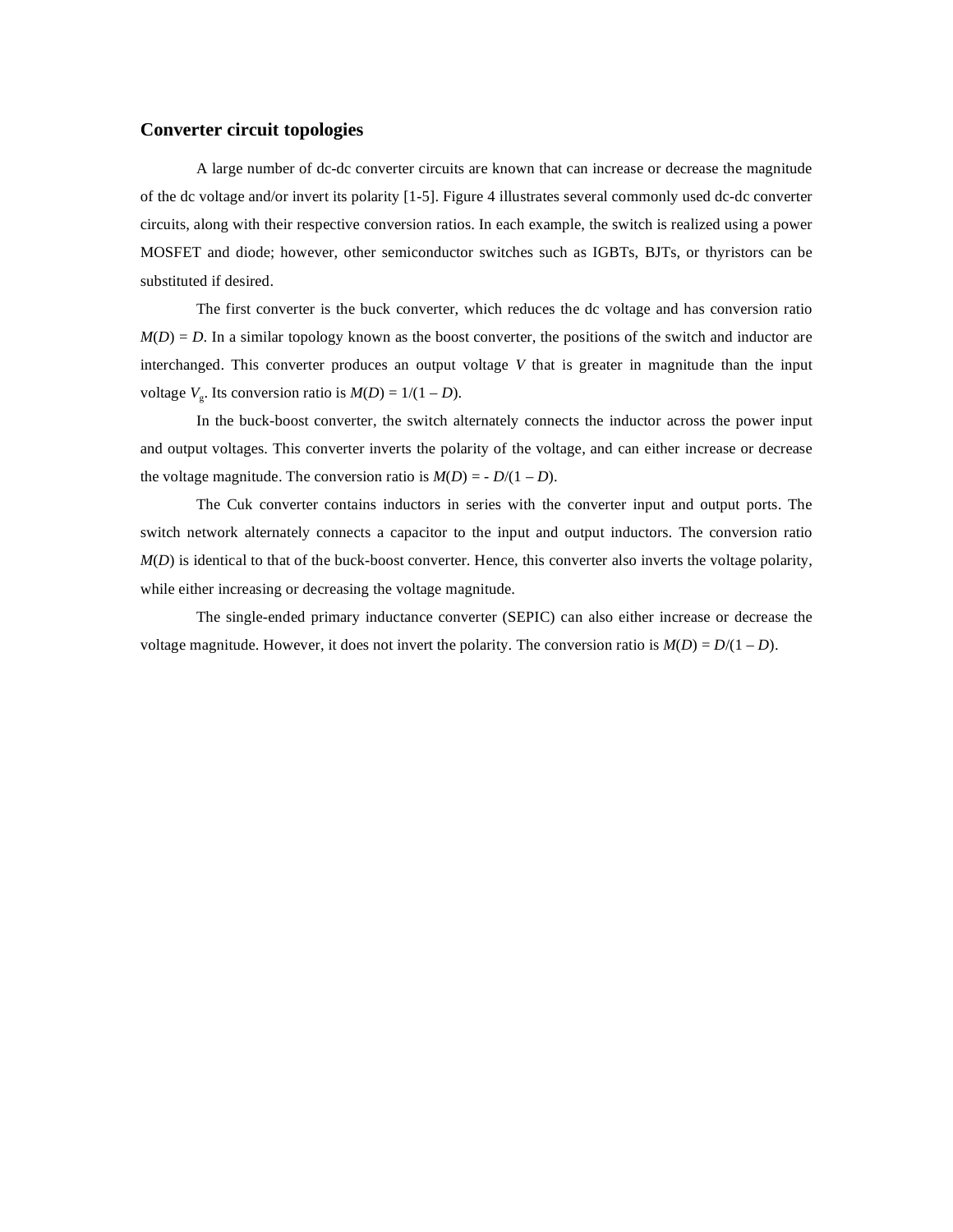## Converter circuit topologies

A large number of dc-dc converter circuits are known that can increase or decrease the magnitude of the dc voltage and/or invert its polarity [1-5]. Figure 4 illustrates several commonly used dc-dc converter circuits, along with their respective conversion ratios. In each example, the switch is realized using a power MOSFET and diode; however, other semiconductor switches such as IGBTs, BJTs, or thyristors can be substituted if desired.

The first converter is the buck converter, which reduces the dc voltage and has conversion ratio $M(D) = D$. In a similar topology known as the boost converter, the positions of the switch and inductor are interchanged. This converter produces an output voltage $V$ that is greater in magnitude than the input voltage $V_g$. Its conversion ratio is $M(D) = 1/(1 - D)$.

In the buck-boost converter, the switch alternately connects the inductor across the power input and output voltages. This converter inverts the polarity of the voltage, and can either increase or decrease the voltage magnitude. The conversion ratio is $M(D) = -D/(1 - D)$.

The Cuk converter contains inductors in series with the converter input and output ports. The switch network alternately connects a capacitor to the input and output inductors. The conversion ratio $M(D)$ is identical to that of the buck-boost converter. Hence, this converter also inverts the voltage polarity, while either increasing or decreasing the voltage magnitude.

The single-ended primary inductance converter (SEPIC) can also either increase or decrease the voltage magnitude. However, it does not invert the polarity. The conversion ratio is $M(D) = D/(1 - D)$.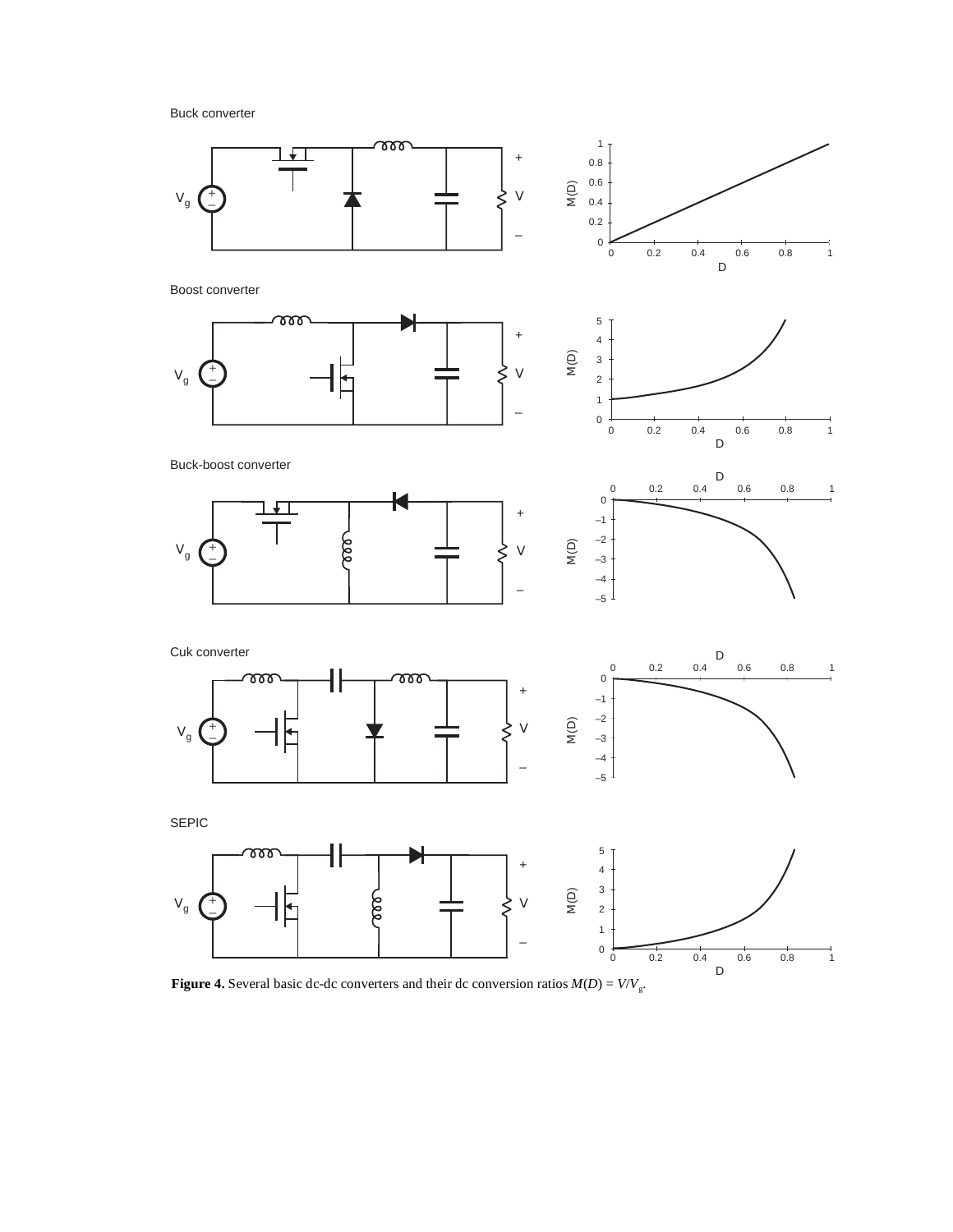Buck converter

Boost converter

Buck-boost converter

Cuk converter

SEPIC

**Figure 4.** Several basic dc-dc converters and their dc conversion ratios $M(D) = V/V_g$.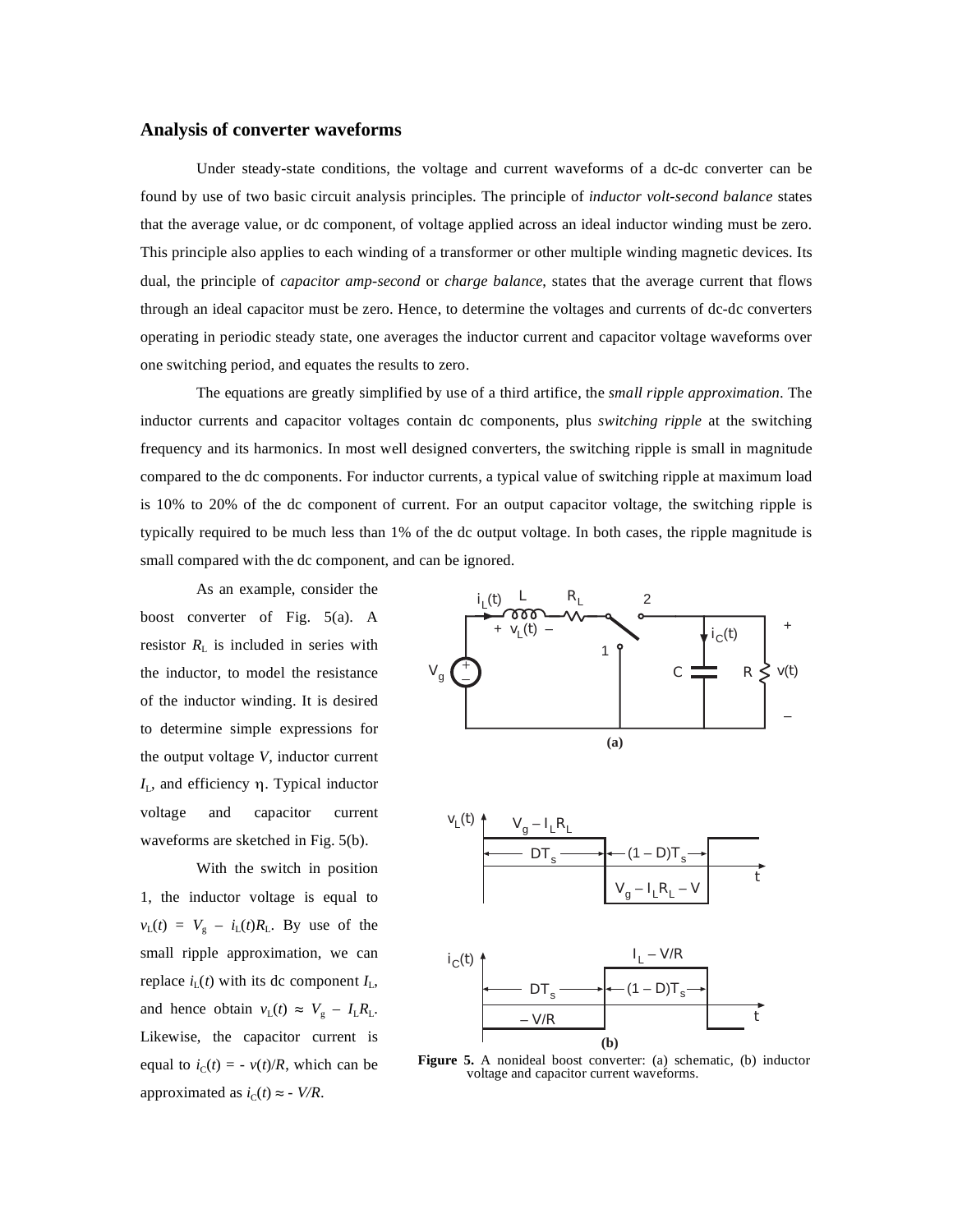## Analysis of converter waveforms

Under steady-state conditions, the voltage and current waveforms of a dc-dc converter can be found by use of two basic circuit analysis principles. The principle of *inductor volt-second balance* states that the average value, or dc component, of voltage applied across an ideal inductor winding must be zero. This principle also applies to each winding of a transformer or other multiple winding magnetic devices. Its dual, the principle of *capacitor amp-second* or *charge balance*, states that the average current that flows through an ideal capacitor must be zero. Hence, to determine the voltages and currents of dc-dc converters operating in periodic steady state, one averages the inductor current and capacitor voltage waveforms over one switching period, and equates the results to zero.

The equations are greatly simplified by use of a third artifice, the *small ripple approximation*. The inductor currents and capacitor voltages contain dc components, plus *switching ripple* at the switching frequency and its harmonics. In most well designed converters, the switching ripple is small in magnitude compared to the dc components. For inductor currents, a typical value of switching ripple at maximum load is 10% to 20% of the dc component of current. For an output capacitor voltage, the switching ripple is typically required to be much less than 1% of the dc output voltage. In both cases, the ripple magnitude is small compared with the dc component, and can be ignored.

As an example, consider the boost converter of Fig. 5(a). A resistor $R_L$ is included in series with the inductor, to model the resistance of the inductor winding. It is desired to determine simple expressions for the output voltage $V$, inductor current $I_L$, and efficiency $\eta$. Typical inductor voltage and capacitor current waveforms are sketched in Fig. 5(b).

With the switch in position 1, the inductor voltage is equal to $v_L(t) = V_g - i_L(t)R_L$. By use of the small ripple approximation, we can replace $i_L(t)$ with its dc component $I_L$, and hence obtain $v_L(t) \approx V_g - I_L R_L$. Likewise, the capacitor current is equal to $i_C(t) = - v(t)/R$, which can be approximated as $i_C(t) \approx - V/R$.

**Figure 5.** A nonideal boost converter: (a) schematic, (b) inductor voltage and capacitor current waveforms.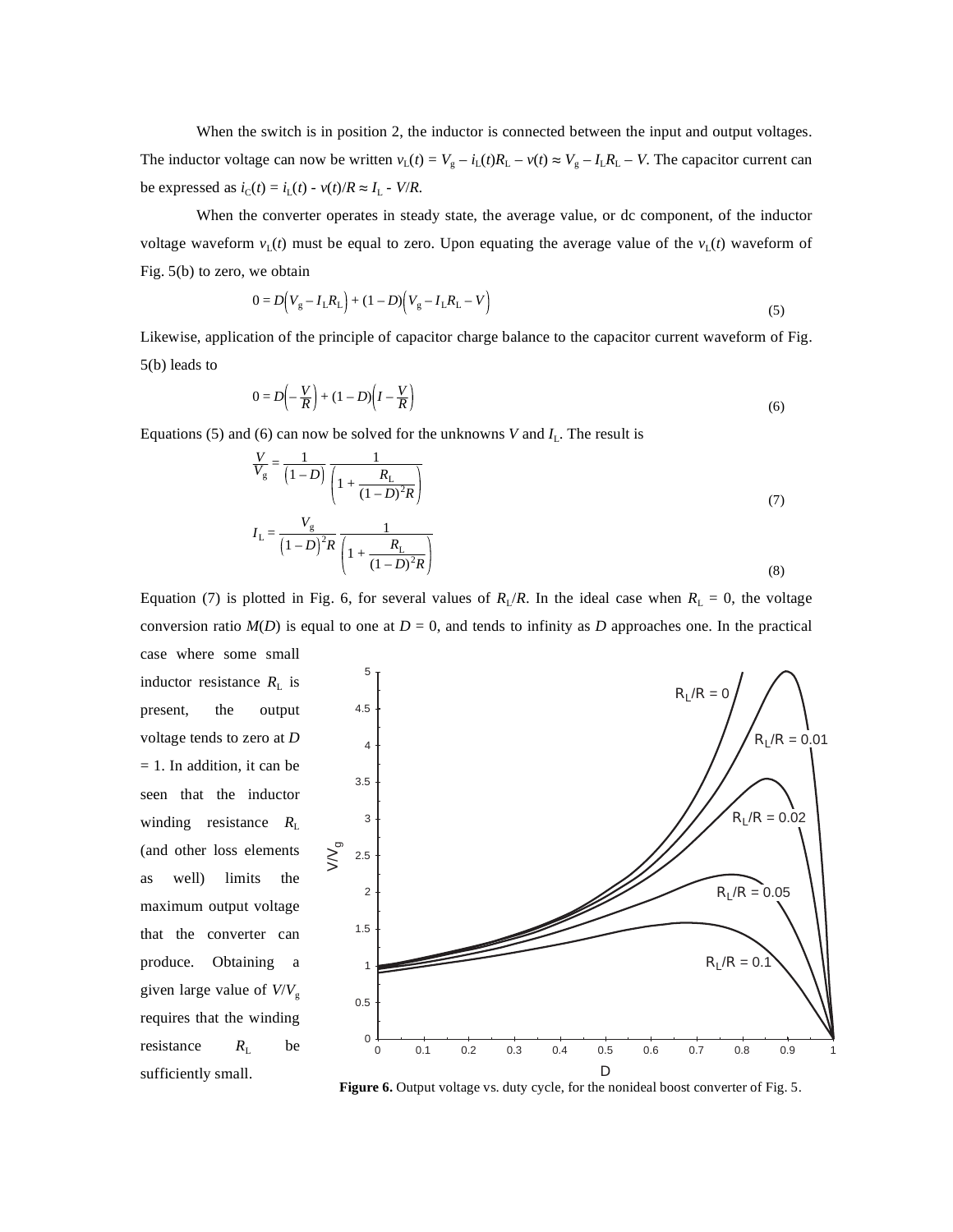When the switch is in position 2, the inductor is connected between the input and output voltages. The inductor voltage can now be written $v_L(t) = V_g - i_L(t)R_L - v(t) \approx V_g - I_L R_L - V$. The capacitor current can be expressed as $i_C(t) = i_L(t) - v(t)/R \approx I_L - V/R$.

When the converter operates in steady state, the average value, or dc component, of the inductor voltage waveform $v_L(t)$ must be equal to zero. Upon equating the average value of the $v_L(t)$ waveform of Fig. 5(b) to zero, we obtain

$$0 = D\left(V_g - I_L R_L\right) + (1 - D)\left(V_g - I_L R_L - V\right) \tag{5}$$

Likewise, application of the principle of capacitor charge balance to the capacitor current waveform of Fig. 5(b) leads to

$$0 = D\left(-\frac{V}{R}\right) + (1 - D)\left(I - \frac{V}{R}\right) \tag{6}$$

Equations (5) and (6) can now be solved for the unknowns $V$ and $I_L$. The result is

$$\frac{V}{V_g} = \frac{1}{\left(1 - D\right)} \frac{1}{\left(1 + \frac{R_L}{(1 - D)^2 R}\right)} \tag{7}$$

$$I_L = \frac{V_g}{\left(1 - D\right)^2 R} \frac{1}{\left(1 + \frac{R_L}{(1 - D)^2 R}\right)} \tag{8}$$

Equation (7) is plotted in Fig. 6, for several values of $R_L/R$. In the ideal case when $R_L = 0$, the voltage conversion ratio $M(D)$ is equal to one at $D = 0$, and tends to infinity as $D$ approaches one. In the practical case where some small inductor resistance $R_L$ is present, the output voltage tends to zero at $D = 1$. In addition, it can be seen that the inductor winding resistance $R_L$ (and other loss elements as well) limits the maximum output voltage that the converter can produce. Obtaining a given large value of $V/V_g$ requires that the winding resistance $R_L$ be sufficiently small.

**Figure 6.** Output voltage vs. duty cycle, for the nonideal boost converter of Fig. 5.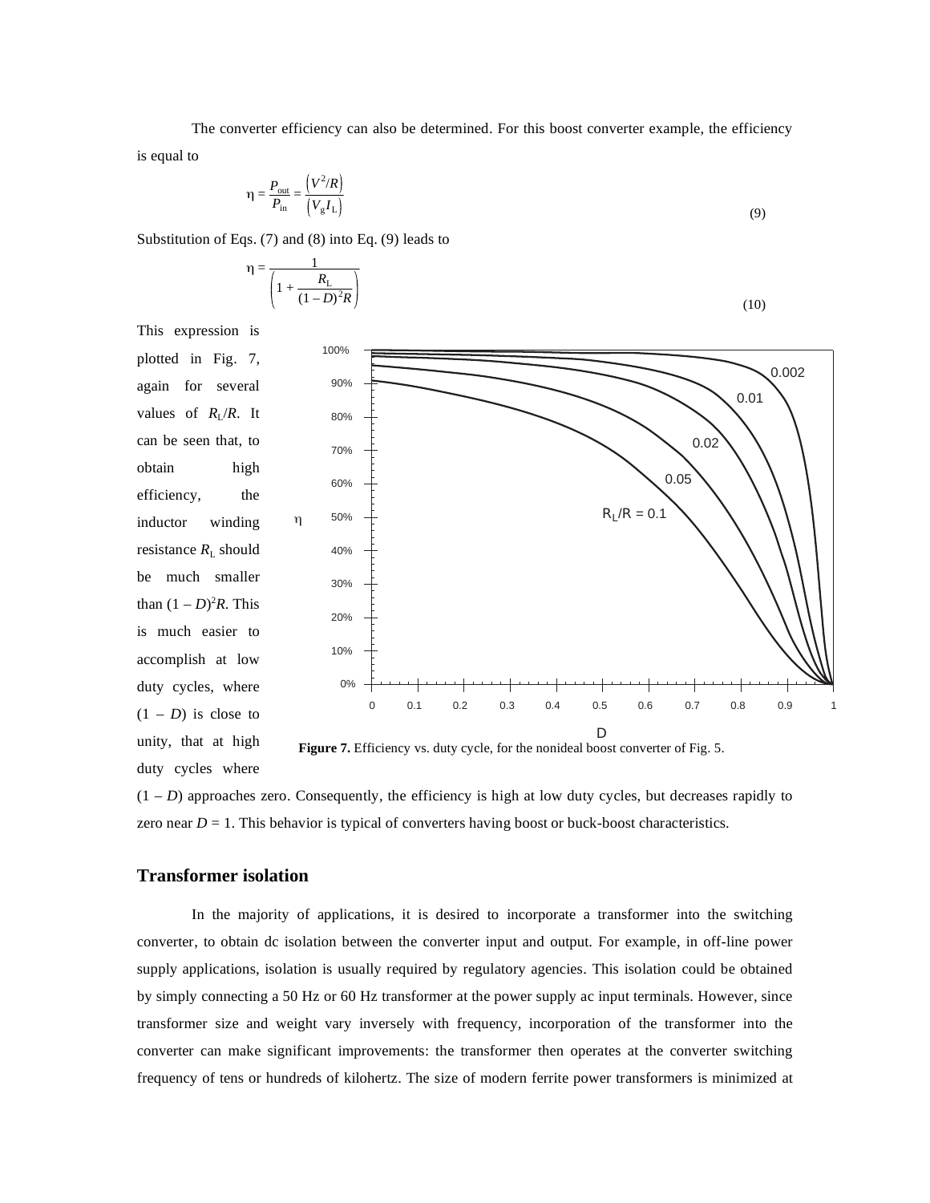The converter efficiency can also be determined. For this boost converter example, the efficiency is equal to

$$\eta = \frac{P_{\text{out}}}{P_{\text{in}}} = \frac{\left(V^2/R\right)}{\left(V_g I_L\right)} \tag{9}$$

Substitution of Eqs. (7) and (8) into Eq. (9) leads to

$$\eta = \frac{1}{\left(1 + \frac{R_L}{(1-D)^2 R}\right)} \tag{10}$$

This expression is plotted in Fig. 7, again for several values of $R_L/R$. It can be seen that, to obtain high efficiency, the inductor winding resistance $R_L$ should be much smaller than $(1 - D)^2R$. This is much easier to accomplish at low duty cycles, where $(1 - D)$ is close to unity, that at high duty cycles where $(1 - D)$ approaches zero. Consequently, the efficiency is high at low duty cycles, but decreases rapidly to zero near $D = 1$. This behavior is typical of converters having boost or buck-boost characteristics.

**Figure 7.** Efficiency vs. duty cycle, for the nonideal boost converter of Fig. 5.

## Transformer isolation

In the majority of applications, it is desired to incorporate a transformer into the switching converter, to obtain dc isolation between the converter input and output. For example, in off-line power supply applications, isolation is usually required by regulatory agencies. This isolation could be obtained by simply connecting a 50 Hz or 60 Hz transformer at the power supply ac input terminals. However, since transformer size and weight vary inversely with frequency, incorporation of the transformer into the converter can make significant improvements: the transformer then operates at the converter switching frequency of tens or hundreds of kilohertz. The size of modern ferrite power transformers is minimized at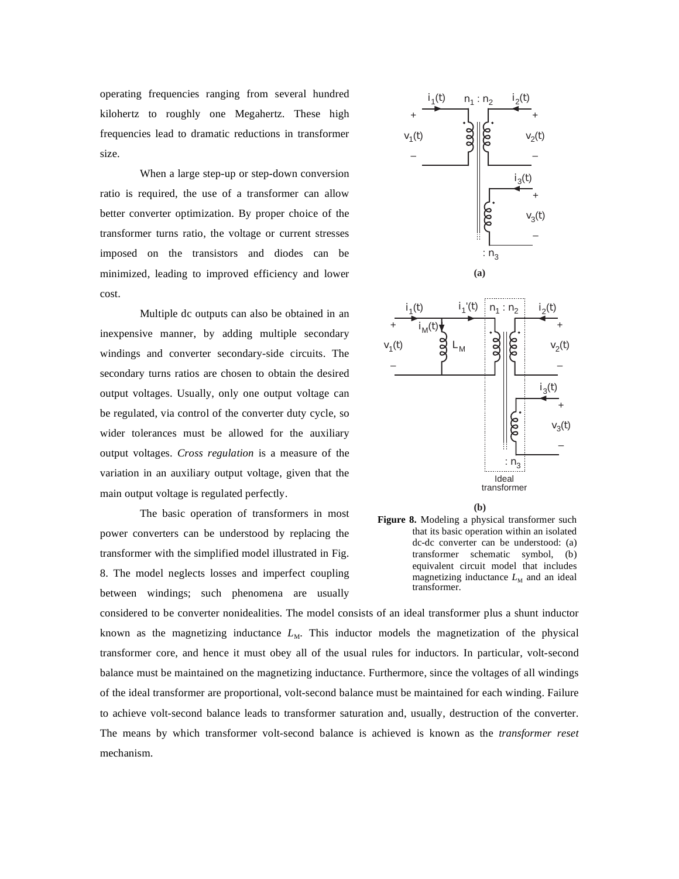operating frequencies ranging from several hundred kilohertz to roughly one Megahertz. These high frequencies lead to dramatic reductions in transformer size.

When a large step-up or step-down conversion ratio is required, the use of a transformer can allow better converter optimization. By proper choice of the transformer turns ratio, the voltage or current stresses imposed on the transistors and diodes can be minimized, leading to improved efficiency and lower cost.

Multiple dc outputs can also be obtained in an inexpensive manner, by adding multiple secondary windings and converter secondary-side circuits. The secondary turns ratios are chosen to obtain the desired output voltages. Usually, only one output voltage can be regulated, via control of the converter duty cycle, so wider tolerances must be allowed for the auxiliary output voltages. *Cross regulation* is a measure of the variation in an auxiliary output voltage, given that the main output voltage is regulated perfectly.

The basic operation of transformers in most power converters can be understood by replacing the transformer with the simplified model illustrated in Fig. 8. The model neglects losses and imperfect coupling between windings; such phenomena are usually considered to be converter nonidealities. The model consists of an ideal transformer plus a shunt inductor known as the magnetizing inductance $L_M$. This inductor models the magnetization of the physical transformer core, and hence it must obey all of the usual rules for inductors. In particular, volt-second balance must be maintained on the magnetizing inductance. Furthermore, since the voltages of all windings of the ideal transformer are proportional, volt-second balance must be maintained for each winding. Failure to achieve volt-second balance leads to transformer saturation and, usually, destruction of the converter. The means by which transformer volt-second balance is achieved is known as the *transformer reset* mechanism.

**Figure 8.** Modeling a physical transformer such that its basic operation within an isolated dc-dc converter can be understood: (a) transformer schematic symbol, (b) equivalent circuit model that includes magnetizing inductance $L_M$ and an ideal transformer.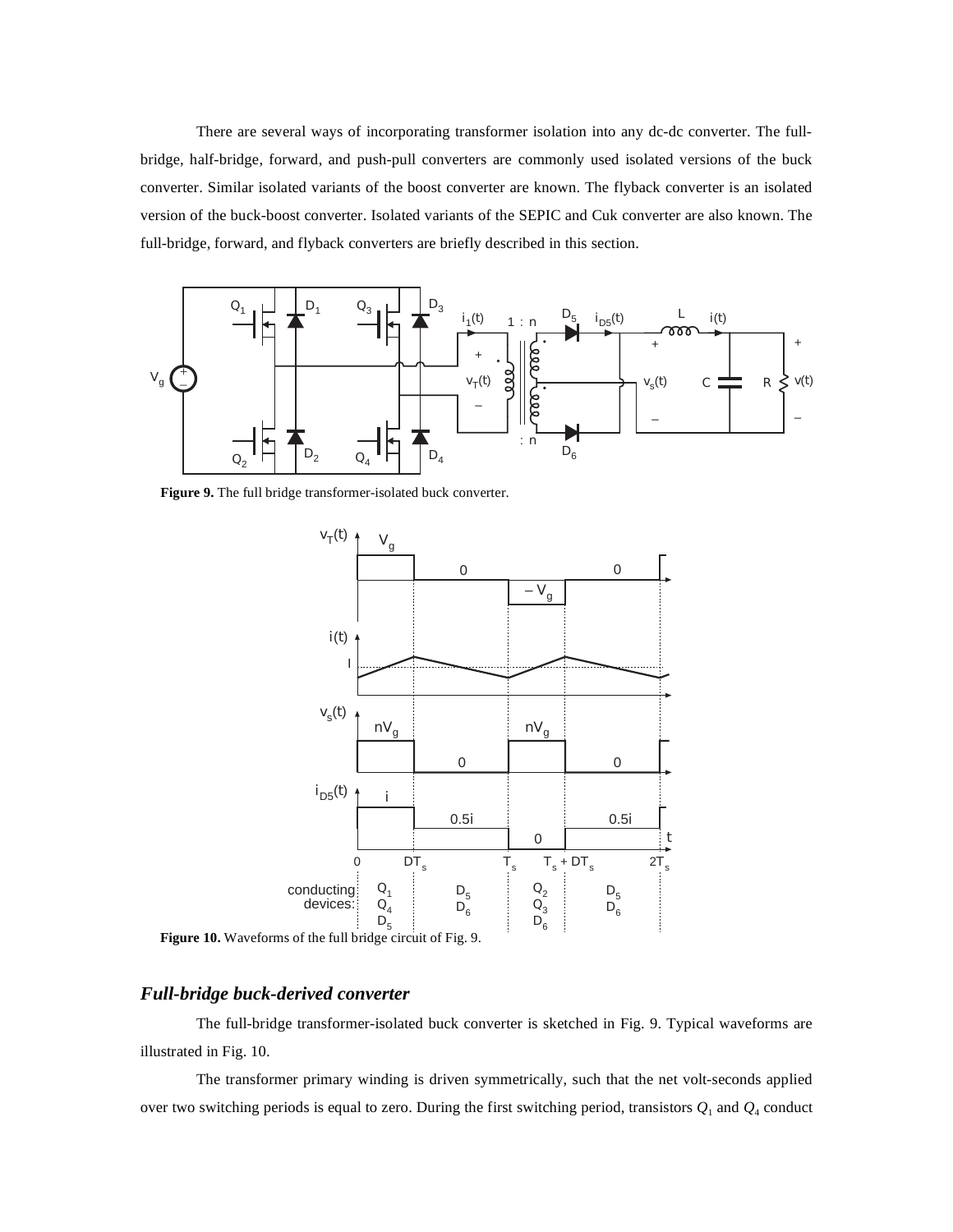There are several ways of incorporating transformer isolation into any dc-dc converter. The full-bridge, half-bridge, forward, and push-pull converters are commonly used isolated versions of the buck converter. Similar isolated variants of the boost converter are known. The flyback converter is an isolated version of the buck-boost converter. Isolated variants of the SEPIC and Cuk converter are also known. The full-bridge, forward, and flyback converters are briefly described in this section.

**Figure 9.** The full bridge transformer-isolated buck converter.

**Figure 10.** Waveforms of the full bridge circuit of Fig. 9.

### *Full-bridge buck-derived converter*

The full-bridge transformer-isolated buck converter is sketched in Fig. 9. Typical waveforms are illustrated in Fig. 10.

The transformer primary winding is driven symmetrically, such that the net volt-seconds applied over two switching periods is equal to zero. During the first switching period, transistors $Q_1$ and $Q_4$ conduct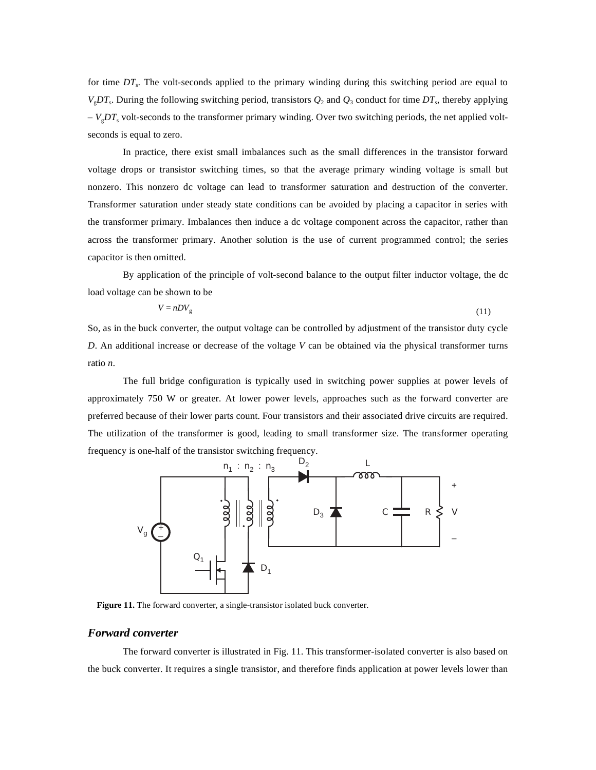for time $DT_s$. The volt-seconds applied to the primary winding during this switching period are equal to $V_gDT_s$. During the following switching period, transistors $Q_2$ and $Q_3$ conduct for time $DT_s$, thereby applying $-V_gDT_s$ volt-seconds to the transformer primary winding. Over two switching periods, the net applied volt-seconds is equal to zero.

In practice, there exist small imbalances such as the small differences in the transistor forward voltage drops or transistor switching times, so that the average primary winding voltage is small but nonzero. This nonzero dc voltage can lead to transformer saturation and destruction of the converter. Transformer saturation under steady state conditions can be avoided by placing a capacitor in series with the transformer primary. Imbalances then induce a dc voltage component across the capacitor, rather than across the transformer primary. Another solution is the use of current programmed control; the series capacitor is then omitted.

By application of the principle of volt-second balance to the output filter inductor voltage, the dc load voltage can be shown to be

$$V = nDV_g \tag{11}$$

So, as in the buck converter, the output voltage can be controlled by adjustment of the transistor duty cycle $D$. An additional increase or decrease of the voltage $V$ can be obtained via the physical transformer turns ratio $n$.

The full bridge configuration is typically used in switching power supplies at power levels of approximately 750 W or greater. At lower power levels, approaches such as the forward converter are preferred because of their lower parts count. Four transistors and their associated drive circuits are required. The utilization of the transformer is good, leading to small transformer size. The transformer operating frequency is one-half of the transistor switching frequency.

**Figure 11.** The forward converter, a single-transistor isolated buck converter.

## *Forward converter*

The forward converter is illustrated in Fig. 11. This transformer-isolated converter is also based on the buck converter. It requires a single transistor, and therefore finds application at power levels lower than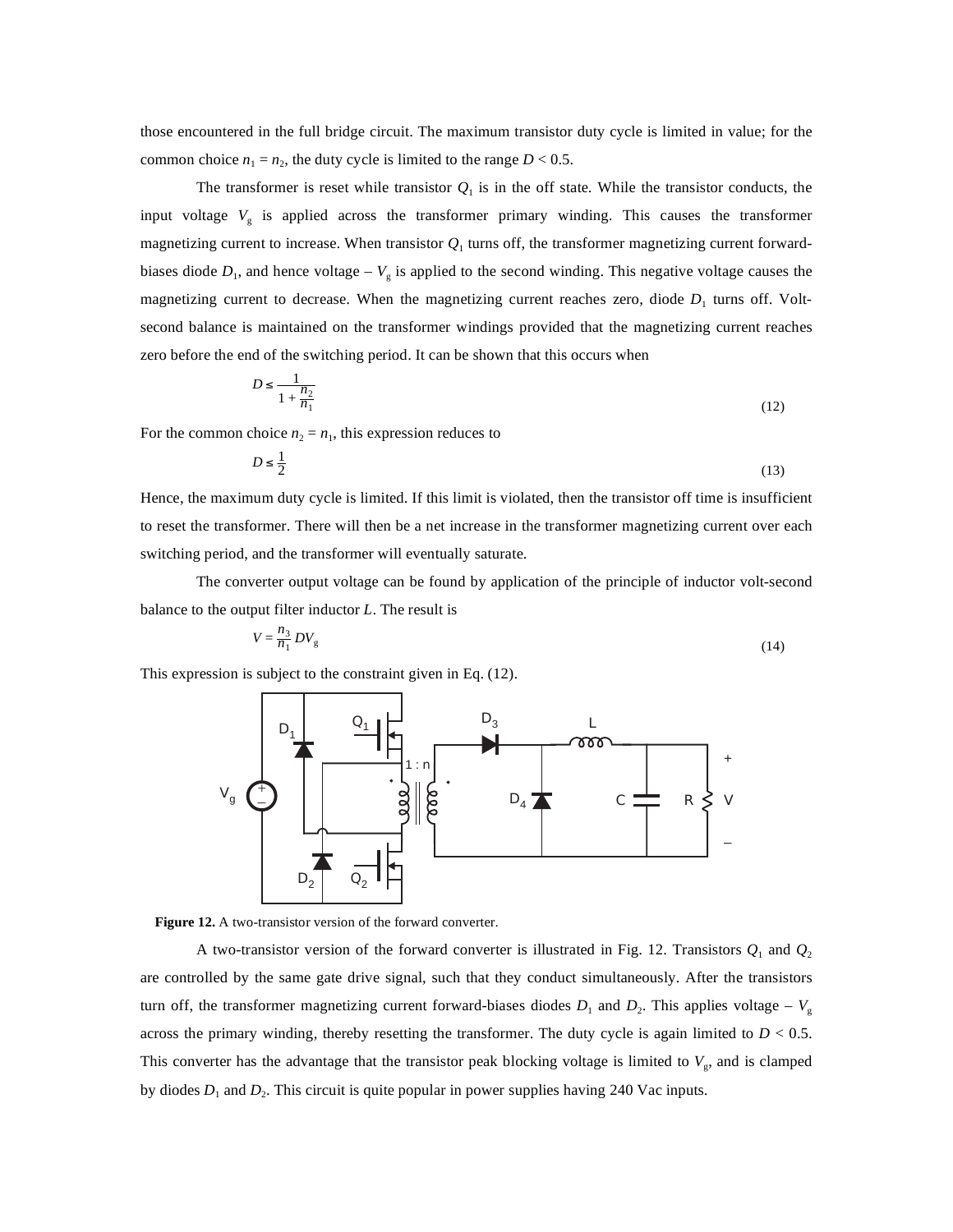those encountered in the full bridge circuit. The maximum transistor duty cycle is limited in value; for the common choice $n_1 = n_2$, the duty cycle is limited to the range $D < 0.5$.

The transformer is reset while transistor $Q_1$ is in the off state. While the transistor conducts, the input voltage $V_g$ is applied across the transformer primary winding. This causes the transformer magnetizing current to increase. When transistor $Q_1$ turns off, the transformer magnetizing current forward-biases diode $D_1$, and hence voltage $-V_g$ is applied to the second winding. This negative voltage causes the magnetizing current to decrease. When the magnetizing current reaches zero, diode $D_1$ turns off. Volt-second balance is maintained on the transformer windings provided that the magnetizing current reaches zero before the end of the switching period. It can be shown that this occurs when

$$D \le \frac{1}{1 + \frac{n_2}{n_1}} \tag{12}$$

For the common choice $n_2 = n_1$, this expression reduces to

$$D \le \frac{1}{2} \tag{13}$$

Hence, the maximum duty cycle is limited. If this limit is violated, then the transistor off time is insufficient to reset the transformer. There will then be a net increase in the transformer magnetizing current over each switching period, and the transformer will eventually saturate.

The converter output voltage can be found by application of the principle of inductor volt-second balance to the output filter inductor $L$. The result is

$$V = \frac{n_3}{n_1} D V_g \tag{14}$$

This expression is subject to the constraint given in Eq. (12).

**Figure 12.** A two-transistor version of the forward converter.

A two-transistor version of the forward converter is illustrated in Fig. 12. Transistors $Q_1$ and $Q_2$ are controlled by the same gate drive signal, such that they conduct simultaneously. After the transistors turn off, the transformer magnetizing current forward-biases diodes $D_1$ and $D_2$. This applies voltage $-V_g$ across the primary winding, thereby resetting the transformer. The duty cycle is again limited to $D < 0.5$. This converter has the advantage that the transistor peak blocking voltage is limited to $V_g$, and is clamped by diodes $D_1$ and $D_2$. This circuit is quite popular in power supplies having 240 Vac inputs.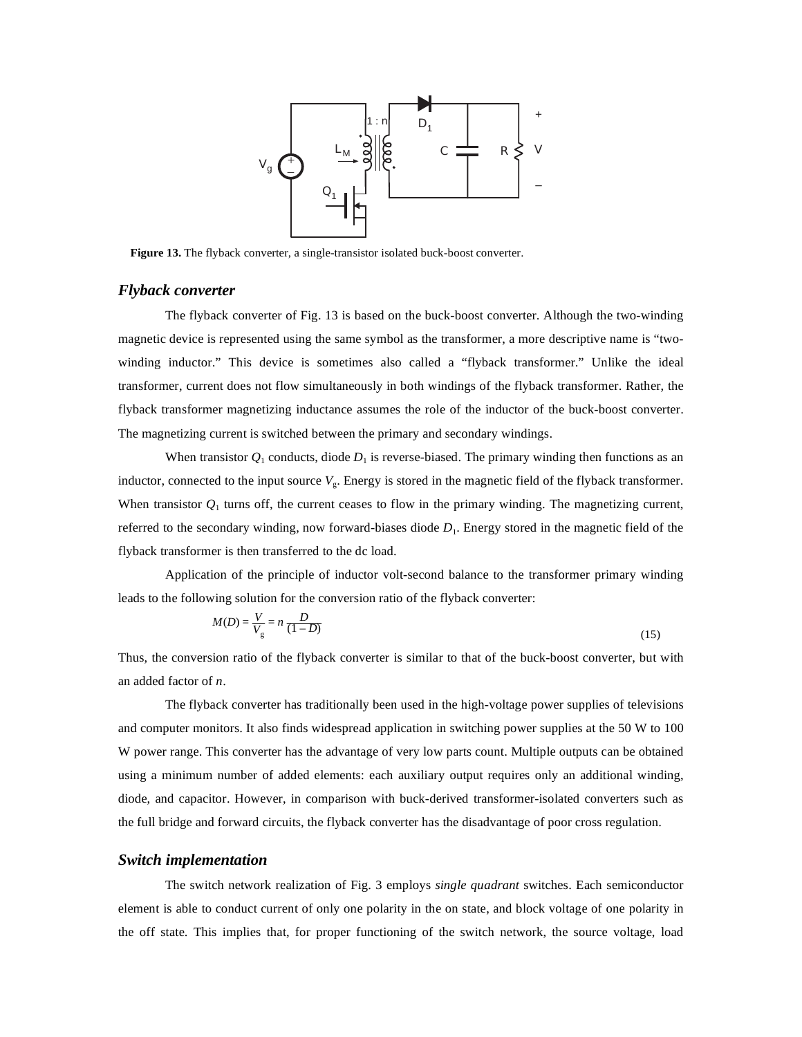**Figure 13.** The flyback converter, a single-transistor isolated buck-boost converter.

### *Flyback converter*

The flyback converter of Fig. 13 is based on the buck-boost converter. Although the two-winding magnetic device is represented using the same symbol as the transformer, a more descriptive name is "two-winding inductor." This device is sometimes also called a "flyback transformer." Unlike the ideal transformer, current does not flow simultaneously in both windings of the flyback transformer. Rather, the flyback transformer magnetizing inductance assumes the role of the inductor of the buck-boost converter. The magnetizing current is switched between the primary and secondary windings.

When transistor $Q_1$ conducts, diode $D_1$ is reverse-biased. The primary winding then functions as an inductor, connected to the input source $V_g$. Energy is stored in the magnetic field of the flyback transformer. When transistor $Q_1$ turns off, the current ceases to flow in the primary winding. The magnetizing current, referred to the secondary winding, now forward-biases diode $D_1$. Energy stored in the magnetic field of the flyback transformer is then transferred to the dc load.

Application of the principle of inductor volt-second balance to the transformer primary winding leads to the following solution for the conversion ratio of the flyback converter:

$$M(D) = \frac{V}{V_g} = n\,\frac{D}{(1 - D)} \tag{15}$$

Thus, the conversion ratio of the flyback converter is similar to that of the buck-boost converter, but with an added factor of $n$.

The flyback converter has traditionally been used in the high-voltage power supplies of televisions and computer monitors. It also finds widespread application in switching power supplies at the 50 W to 100 W power range. This converter has the advantage of very low parts count. Multiple outputs can be obtained using a minimum number of added elements: each auxiliary output requires only an additional winding, diode, and capacitor. However, in comparison with buck-derived transformer-isolated converters such as the full bridge and forward circuits, the flyback converter has the disadvantage of poor cross regulation.

### *Switch implementation*

The switch network realization of Fig. 3 employs *single quadrant* switches. Each semiconductor element is able to conduct current of only one polarity in the on state, and block voltage of one polarity in the off state. This implies that, for proper functioning of the switch network, the source voltage, load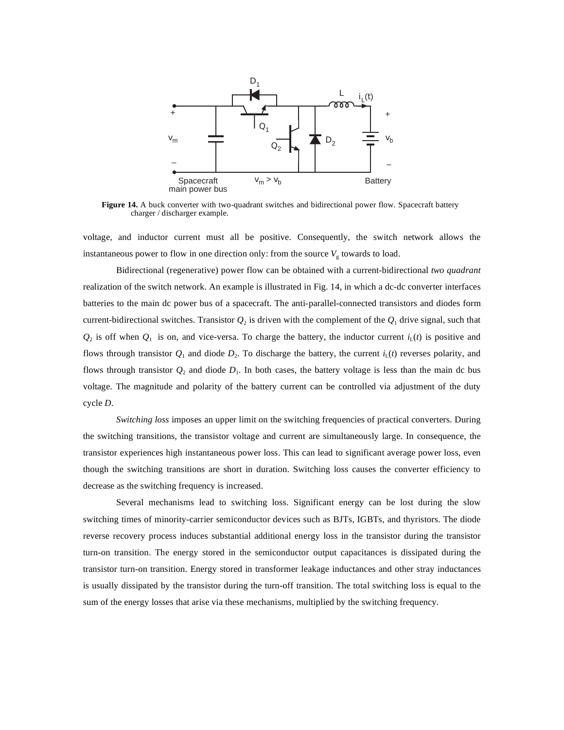Figure 14. A buck converter with two-quadrant switches and bidirectional power flow. Spacecraft battery charger / discharger example.

voltage, and inductor current must all be positive. Consequently, the switch network allows the instantaneous power to flow in one direction only: from the source $V_g$ towards to load.

Bidirectional (regenerative) power flow can be obtained with a current-bidirectional *two quadrant* realization of the switch network. An example is illustrated in Fig. 14, in which a dc-dc converter interfaces batteries to the main dc power bus of a spacecraft. The anti-parallel-connected transistors and diodes form current-bidirectional switches. Transistor $Q_2$ is driven with the complement of the $Q_1$ drive signal, such that $Q_2$ is off when $Q_1$ is on, and vice-versa. To charge the battery, the inductor current $i_L(t)$ is positive and flows through transistor $Q_1$ and diode $D_2$. To discharge the battery, the current $i_L(t)$ reverses polarity, and flows through transistor $Q_2$ and diode $D_1$. In both cases, the battery voltage is less than the main dc bus voltage. The magnitude and polarity of the battery current can be controlled via adjustment of the duty cycle $D$.

*Switching loss* imposes an upper limit on the switching frequencies of practical converters. During the switching transitions, the transistor voltage and current are simultaneously large. In consequence, the transistor experiences high instantaneous power loss. This can lead to significant average power loss, even though the switching transitions are short in duration. Switching loss causes the converter efficiency to decrease as the switching frequency is increased.

Several mechanisms lead to switching loss. Significant energy can be lost during the slow switching times of minority-carrier semiconductor devices such as BJTs, IGBTs, and thyristors. The diode reverse recovery process induces substantial additional energy loss in the transistor during the transistor turn-on transition. The energy stored in the semiconductor output capacitances is dissipated during the transistor turn-on transition. Energy stored in transformer leakage inductances and other stray inductances is usually dissipated by the transistor during the turn-off transition. The total switching loss is equal to the sum of the energy losses that arise via these mechanisms, multiplied by the switching frequency.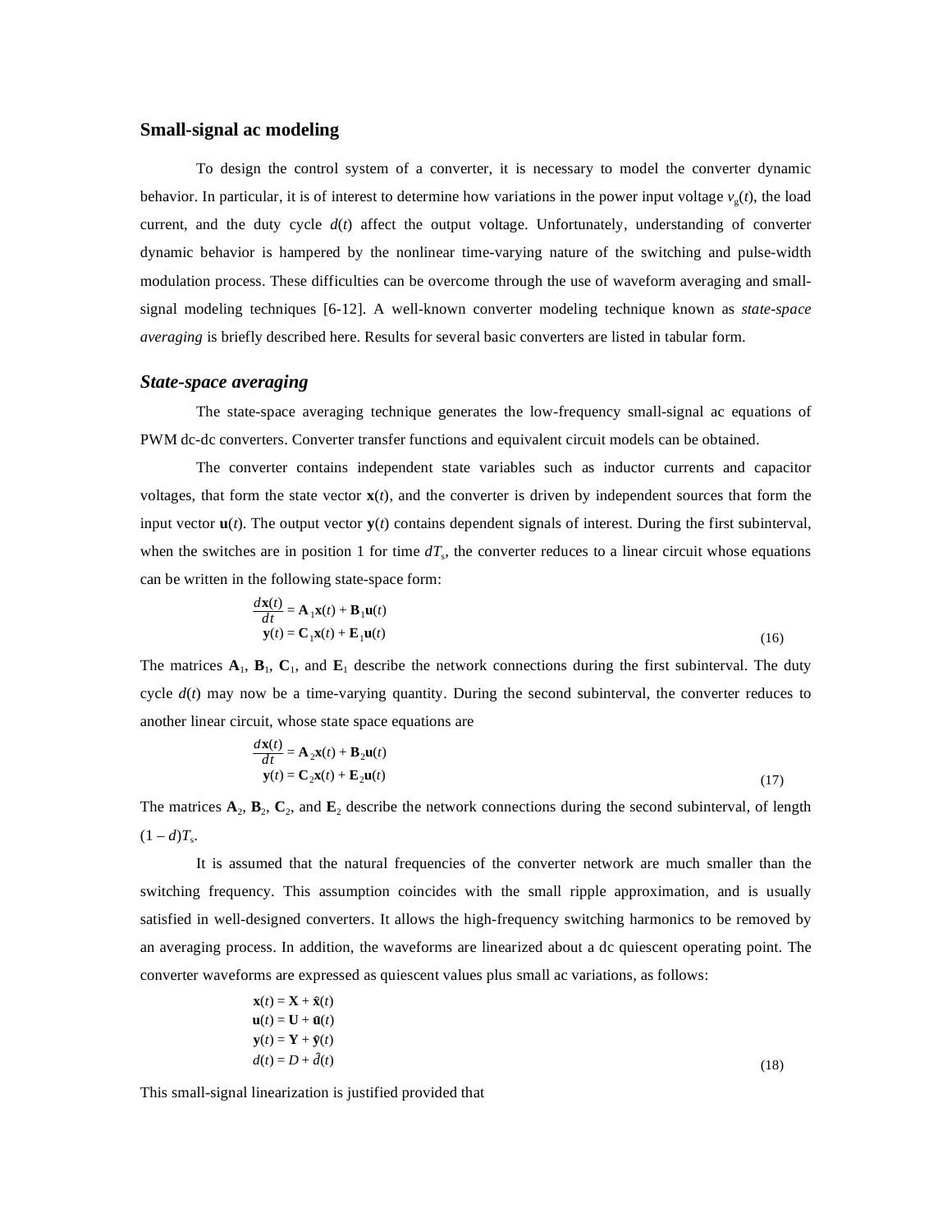## Small-signal ac modeling

To design the control system of a converter, it is necessary to model the converter dynamic behavior. In particular, it is of interest to determine how variations in the power input voltage $v_g(t)$, the load current, and the duty cycle $d(t)$ affect the output voltage. Unfortunately, understanding of converter dynamic behavior is hampered by the nonlinear time-varying nature of the switching and pulse-width modulation process. These difficulties can be overcome through the use of waveform averaging and small-signal modeling techniques [6-12]. A well-known converter modeling technique known as *state-space averaging* is briefly described here. Results for several basic converters are listed in tabular form.

### *State-space averaging*

The state-space averaging technique generates the low-frequency small-signal ac equations of PWM dc-dc converters. Converter transfer functions and equivalent circuit models can be obtained.

The converter contains independent state variables such as inductor currents and capacitor voltages, that form the state vector $\mathbf{x}(t)$, and the converter is driven by independent sources that form the input vector $\mathbf{u}(t)$. The output vector $\mathbf{y}(t)$ contains dependent signals of interest. During the first subinterval, when the switches are in position 1 for time $dT_s$, the converter reduces to a linear circuit whose equations can be written in the following state-space form:

$$\begin{aligned} \frac{d\mathbf{x}(t)}{dt} &= \mathbf{A}_1\mathbf{x}(t) + \mathbf{B}_1\mathbf{u}(t) \\ \mathbf{y}(t) &= \mathbf{C}_1\mathbf{x}(t) + \mathbf{E}_1\mathbf{u}(t) \end{aligned} \tag{16}$$

The matrices $\mathbf{A}_1$, $\mathbf{B}_1$, $\mathbf{C}_1$, and $\mathbf{E}_1$ describe the network connections during the first subinterval. The duty cycle $d(t)$ may now be a time-varying quantity. During the second subinterval, the converter reduces to another linear circuit, whose state space equations are

$$\begin{aligned} \frac{d\mathbf{x}(t)}{dt} &= \mathbf{A}_2\mathbf{x}(t) + \mathbf{B}_2\mathbf{u}(t) \\ \mathbf{y}(t) &= \mathbf{C}_2\mathbf{x}(t) + \mathbf{E}_2\mathbf{u}(t) \end{aligned} \tag{17}$$

The matrices $\mathbf{A}_2$, $\mathbf{B}_2$, $\mathbf{C}_2$, and $\mathbf{E}_2$ describe the network connections during the second subinterval, of length $(1-d)T_s$.

It is assumed that the natural frequencies of the converter network are much smaller than the switching frequency. This assumption coincides with the small ripple approximation, and is usually satisfied in well-designed converters. It allows the high-frequency switching harmonics to be removed by an averaging process. In addition, the waveforms are linearized about a dc quiescent operating point. The converter waveforms are expressed as quiescent values plus small ac variations, as follows:

$$\begin{aligned} \mathbf{x}(t) &= \mathbf{X} + \hat{\mathbf{x}}(t) \\ \mathbf{u}(t) &= \mathbf{U} + \hat{\mathbf{u}}(t) \\ \mathbf{y}(t) &= \mathbf{Y} + \hat{\mathbf{y}}(t) \\ d(t) &= D + \hat{d}(t) \end{aligned} \tag{18}$$

This small-signal linearization is justified provided that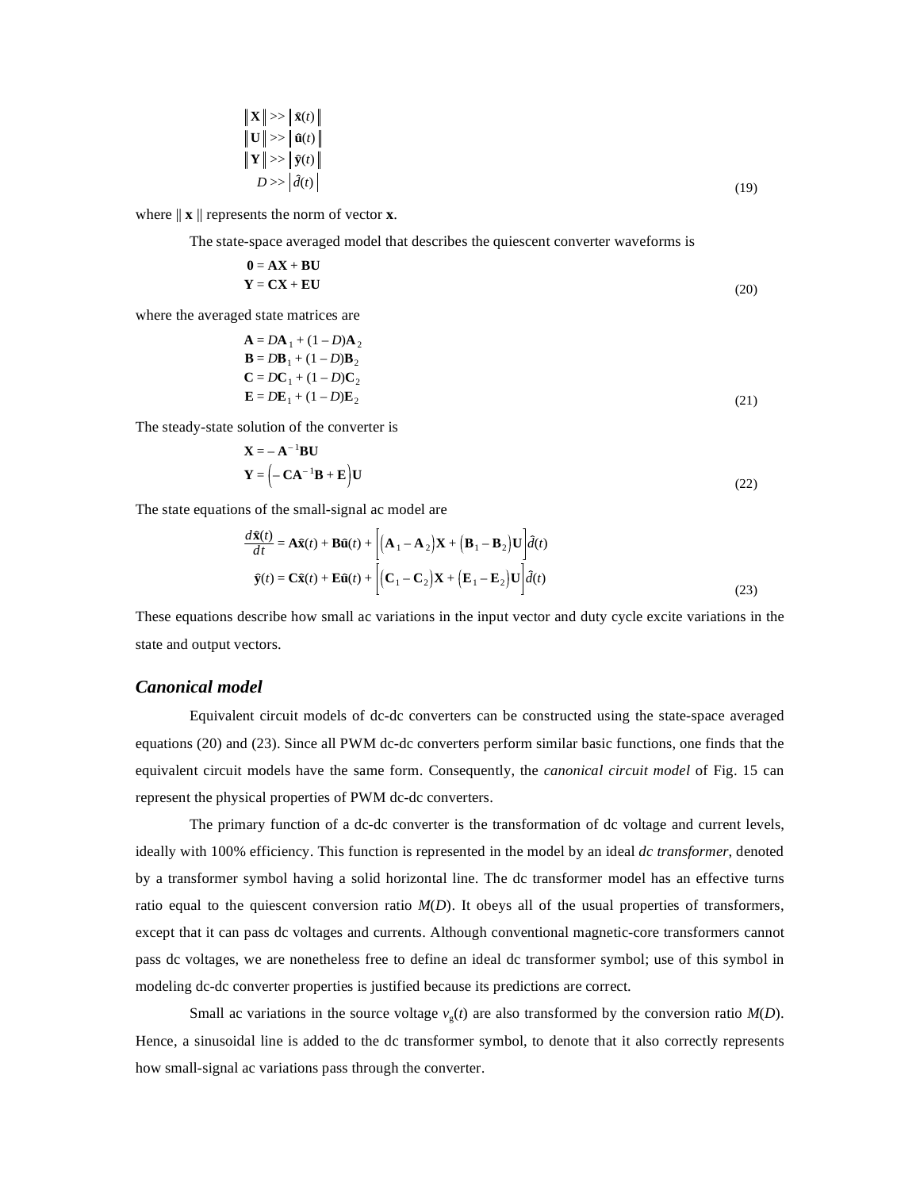$$
\begin{aligned}
\| \mathbf{X} \| &>> \| \hat{\mathbf{x}}(t) \| \\
\| \mathbf{U} \| &>> \| \hat{\mathbf{u}}(t) \| \\
\| \mathbf{Y} \| &>> \| \hat{\mathbf{y}}(t) \| \\
D &>> \left| \hat{d}(t) \right|
\end{aligned}
\tag{19}
$$

where $\| \mathbf{x} \|$ represents the norm of vector $\mathbf{x}$.

The state-space averaged model that describes the quiescent converter waveforms is

$$
\begin{aligned}
\mathbf{0} &= \mathbf{A}\mathbf{X} + \mathbf{B}\mathbf{U} \\
\mathbf{Y} &= \mathbf{C}\mathbf{X} + \mathbf{E}\mathbf{U}
\end{aligned}
\tag{20}
$$

where the averaged state matrices are

$$
\begin{aligned}
\mathbf{A} &= D\mathbf{A}_1 + (1 - D)\mathbf{A}_2 \\
\mathbf{B} &= D\mathbf{B}_1 + (1 - D)\mathbf{B}_2 \\
\mathbf{C} &= D\mathbf{C}_1 + (1 - D)\mathbf{C}_2 \\
\mathbf{E} &= D\mathbf{E}_1 + (1 - D)\mathbf{E}_2
\end{aligned}
\tag{21}
$$

The steady-state solution of the converter is

$$
\begin{aligned}
\mathbf{X} &= -\mathbf{A}^{-1}\mathbf{B}\mathbf{U} \\
\mathbf{Y} &= \left( -\mathbf{C}\mathbf{A}^{-1}\mathbf{B} + \mathbf{E} \right)\mathbf{U}
\end{aligned}
\tag{22}
$$

The state equations of the small-signal ac model are

$$
\begin{aligned}
\frac{d\hat{\mathbf{x}}(t)}{dt} &= \mathbf{A}\hat{\mathbf{x}}(t) + \mathbf{B}\hat{\mathbf{u}}(t) + \left[ \left( \mathbf{A}_1 - \mathbf{A}_2 \right)\mathbf{X} + \left( \mathbf{B}_1 - \mathbf{B}_2 \right)\mathbf{U} \right]\hat{d}(t) \\
\hat{\mathbf{y}}(t) &= \mathbf{C}\hat{\mathbf{x}}(t) + \mathbf{E}\hat{\mathbf{u}}(t) + \left[ \left( \mathbf{C}_1 - \mathbf{C}_2 \right)\mathbf{X} + \left( \mathbf{E}_1 - \mathbf{E}_2 \right)\mathbf{U} \right]\hat{d}(t)
\end{aligned}
\tag{23}
$$

These equations describe how small ac variations in the input vector and duty cycle excite variations in the state and output vectors.

### *Canonical model*

Equivalent circuit models of dc-dc converters can be constructed using the state-space averaged equations (20) and (23). Since all PWM dc-dc converters perform similar basic functions, one finds that the equivalent circuit models have the same form. Consequently, the *canonical circuit model* of Fig. 15 can represent the physical properties of PWM dc-dc converters.

The primary function of a dc-dc converter is the transformation of dc voltage and current levels, ideally with 100% efficiency. This function is represented in the model by an ideal *dc transformer*, denoted by a transformer symbol having a solid horizontal line. The dc transformer model has an effective turns ratio equal to the quiescent conversion ratio $M(D)$. It obeys all of the usual properties of transformers, except that it can pass dc voltages and currents. Although conventional magnetic-core transformers cannot pass dc voltages, we are nonetheless free to define an ideal dc transformer symbol; use of this symbol in modeling dc-dc converter properties is justified because its predictions are correct.

Small ac variations in the source voltage $v_g(t)$ are also transformed by the conversion ratio $M(D)$. Hence, a sinusoidal line is added to the dc transformer symbol, to denote that it also correctly represents how small-signal ac variations pass through the converter.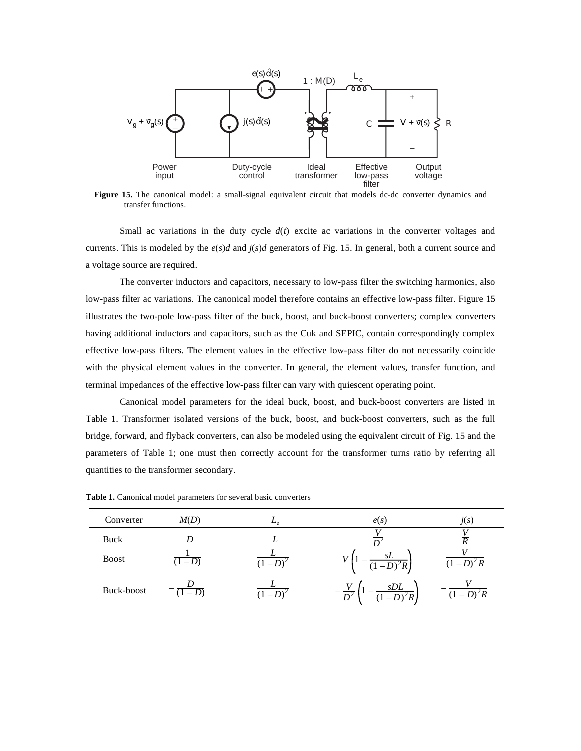Figure 15. The canonical model: a small-signal equivalent circuit that models dc-dc converter dynamics and transfer functions.

Small ac variations in the duty cycle $d(t)$ excite ac variations in the converter voltages and currents. This is modeled by the $e(s)d$ and $j(s)d$ generators of Fig. 15. In general, both a current source and a voltage source are required.

The converter inductors and capacitors, necessary to low-pass filter the switching harmonics, also low-pass filter ac variations. The canonical model therefore contains an effective low-pass filter. Figure 15 illustrates the two-pole low-pass filter of the buck, boost, and buck-boost converters; complex converters having additional inductors and capacitors, such as the Cuk and SEPIC, contain correspondingly complex effective low-pass filters. The element values in the effective low-pass filter do not necessarily coincide with the physical element values in the converter. In general, the element values, transfer function, and terminal impedances of the effective low-pass filter can vary with quiescent operating point.

Canonical model parameters for the ideal buck, boost, and buck-boost converters are listed in Table 1. Transformer isolated versions of the buck, boost, and buck-boost converters, such as the full bridge, forward, and flyback converters, can also be modeled using the equivalent circuit of Fig. 15 and the parameters of Table 1; one must then correctly account for the transformer turns ratio by referring all quantities to the transformer secondary.

**Table 1.** Canonical model parameters for several basic converters

| Converter | $M(D)$ | $L_e$ | $e(s)$ | $j(s)$ |
|---|---|---|---|---|
| Buck | $D$ | $L$ | $\dfrac{V}{D^2}$ | $\dfrac{V}{R}$ |
| Boost | $\dfrac{1}{(1-D)}$ | $\dfrac{L}{(1-D)^2}$ | $V\left(1-\dfrac{sL}{(1-D)^2R}\right)$ | $\dfrac{V}{(1-D)^2R}$ |
| Buck-boost | $-\dfrac{D}{(1-D)}$ | $\dfrac{L}{(1-D)^2}$ | $-\dfrac{V}{D^2}\left(1-\dfrac{sDL}{(1-D)^2R}\right)$ | $-\dfrac{V}{(1-D)^2R}$ |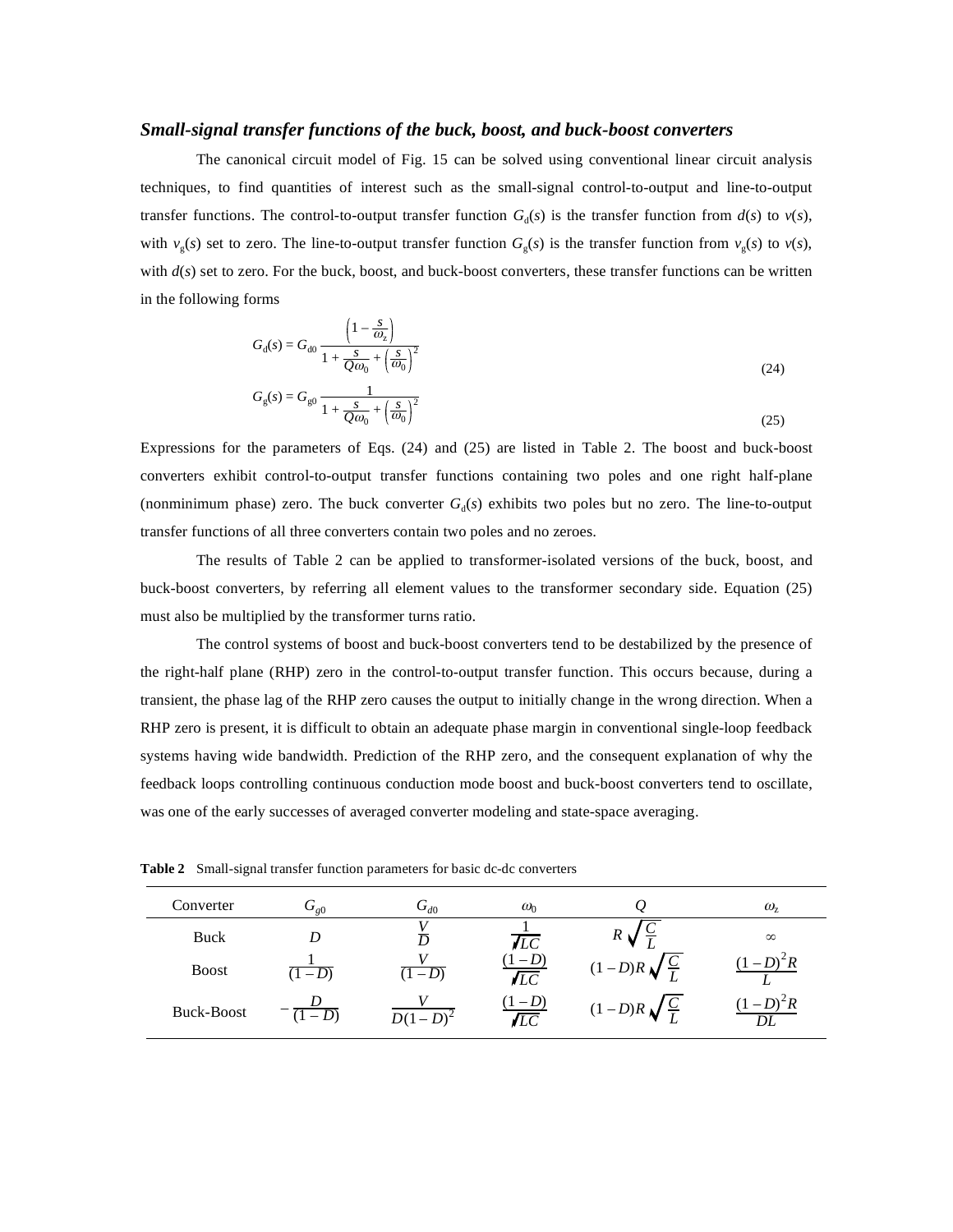### *Small-signal transfer functions of the buck, boost, and buck-boost converters*

The canonical circuit model of Fig. 15 can be solved using conventional linear circuit analysis techniques, to find quantities of interest such as the small-signal control-to-output and line-to-output transfer functions. The control-to-output transfer function $G_d(s)$ is the transfer function from $d(s)$ to $v(s)$, with $v_g(s)$ set to zero. The line-to-output transfer function $G_g(s)$ is the transfer function from $v_g(s)$ to $v(s)$, with $d(s)$ set to zero. For the buck, boost, and buck-boost converters, these transfer functions can be written in the following forms

$$G_d(s) = G_{d0} \frac{\left(1 - \frac{s}{\omega_z}\right)}{1 + \frac{s}{Q\omega_0} + \left(\frac{s}{\omega_0}\right)^2} \tag{24}$$

$$G_g(s) = G_{g0} \frac{1}{1 + \frac{s}{Q\omega_0} + \left(\frac{s}{\omega_0}\right)^2} \tag{25}$$

Expressions for the parameters of Eqs. (24) and (25) are listed in Table 2. The boost and buck-boost converters exhibit control-to-output transfer functions containing two poles and one right half-plane (nonminimum phase) zero. The buck converter $G_d(s)$ exhibits two poles but no zero. The line-to-output transfer functions of all three converters contain two poles and no zeroes.

The results of Table 2 can be applied to transformer-isolated versions of the buck, boost, and buck-boost converters, by referring all element values to the transformer secondary side. Equation (25) must also be multiplied by the transformer turns ratio.

The control systems of boost and buck-boost converters tend to be destabilized by the presence of the right-half plane (RHP) zero in the control-to-output transfer function. This occurs because, during a transient, the phase lag of the RHP zero causes the output to initially change in the wrong direction. When a RHP zero is present, it is difficult to obtain an adequate phase margin in conventional single-loop feedback systems having wide bandwidth. Prediction of the RHP zero, and the consequent explanation of why the feedback loops controlling continuous conduction mode boost and buck-boost converters tend to oscillate, was one of the early successes of averaged converter modeling and state-space averaging.

**Table 2** Small-signal transfer function parameters for basic dc-dc converters

| Converter | $G_{g0}$ | $G_{d0}$ | $\omega_0$ | $Q$ | $\omega_z$ |
|---|---|---|---|---|---|
| Buck | $D$ | $\frac{V}{D}$ | $\frac{1}{\sqrt{LC}}$ | $R\sqrt{\frac{C}{L}}$ | $\infty$ |
| Boost | $\frac{1}{(1-D)}$ | $\frac{V}{(1-D)}$ | $\frac{(1-D)}{\sqrt{LC}}$ | $(1-D)R\sqrt{\frac{C}{L}}$ | $\frac{(1-D)^2 R}{L}$ |
| Buck-Boost | $-\frac{D}{(1-D)}$ | $\frac{V}{D(1-D)^2}$ | $\frac{(1-D)}{\sqrt{LC}}$ | $(1-D)R\sqrt{\frac{C}{L}}$ | $\frac{(1-D)^2 R}{DL}$ |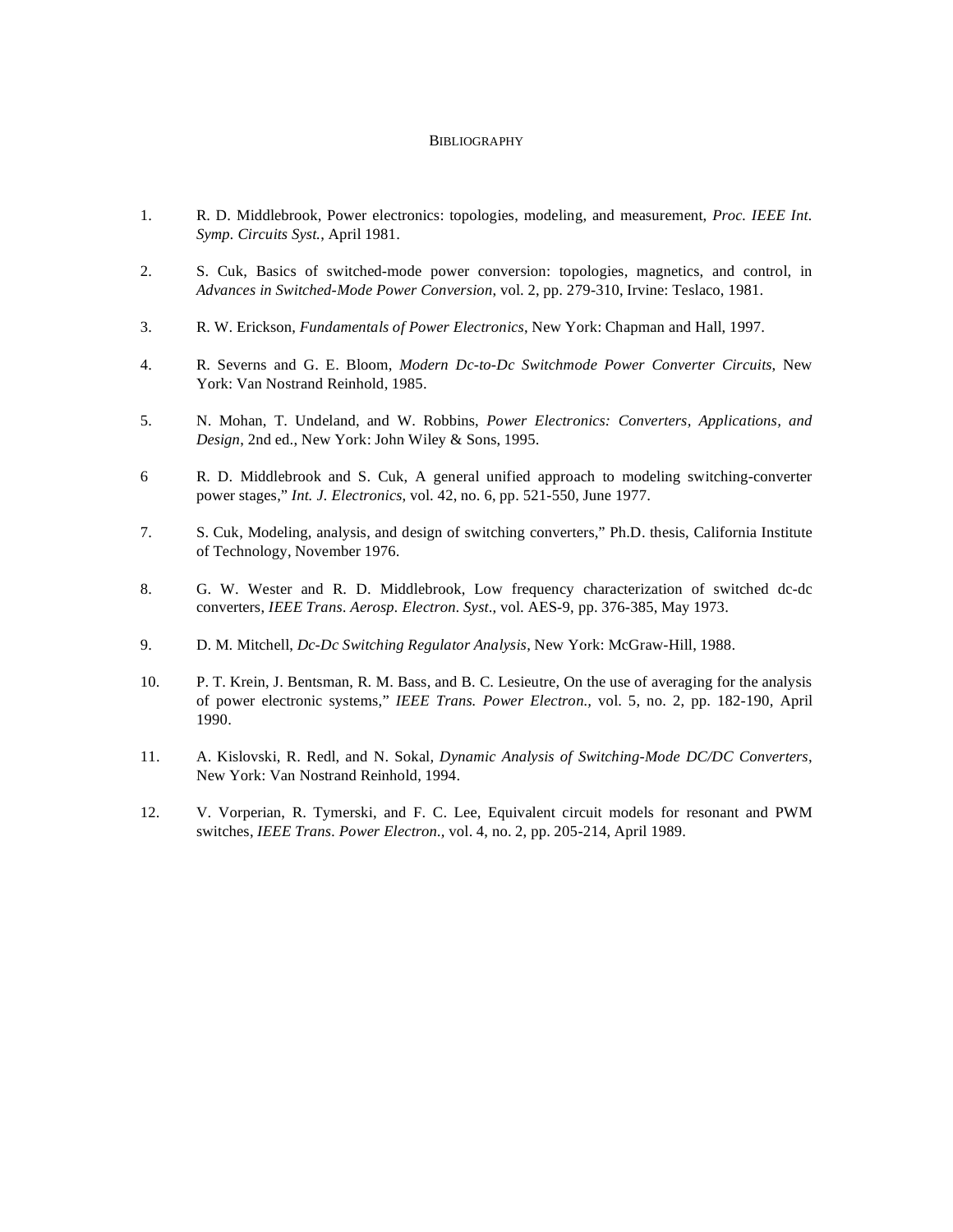# Bibliography

1. R. D. Middlebrook, Power electronics: topologies, modeling, and measurement, *Proc. IEEE Int. Symp. Circuits Syst.*, April 1981.

2. S. Cuk, Basics of switched-mode power conversion: topologies, magnetics, and control, in *Advances in Switched-Mode Power Conversion*, vol. 2, pp. 279-310, Irvine: Teslaco, 1981.

3. R. W. Erickson, *Fundamentals of Power Electronics*, New York: Chapman and Hall, 1997.

4. R. Severns and G. E. Bloom, *Modern Dc-to-Dc Switchmode Power Converter Circuits*, New York: Van Nostrand Reinhold, 1985.

5. N. Mohan, T. Undeland, and W. Robbins, *Power Electronics: Converters, Applications, and Design*, 2nd ed., New York: John Wiley & Sons, 1995.

6 R. D. Middlebrook and S. Cuk, A general unified approach to modeling switching-converter power stages," *Int. J. Electronics*, vol. 42, no. 6, pp. 521-550, June 1977.

7. S. Cuk, Modeling, analysis, and design of switching converters," Ph.D. thesis, California Institute of Technology, November 1976.

8. G. W. Wester and R. D. Middlebrook, Low frequency characterization of switched dc-dc converters, *IEEE Trans. Aerosp. Electron. Syst.*, vol. AES-9, pp. 376-385, May 1973.

9. D. M. Mitchell, *Dc-Dc Switching Regulator Analysis*, New York: McGraw-Hill, 1988.

10. P. T. Krein, J. Bentsman, R. M. Bass, and B. C. Lesieutre, On the use of averaging for the analysis of power electronic systems," *IEEE Trans. Power Electron.*, vol. 5, no. 2, pp. 182-190, April 1990.

11. A. Kislovski, R. Redl, and N. Sokal, *Dynamic Analysis of Switching-Mode DC/DC Converters*, New York: Van Nostrand Reinhold, 1994.

12. V. Vorperian, R. Tymerski, and F. C. Lee, Equivalent circuit models for resonant and PWM switches, *IEEE Trans. Power Electron.*, vol. 4, no. 2, pp. 205-214, April 1989.